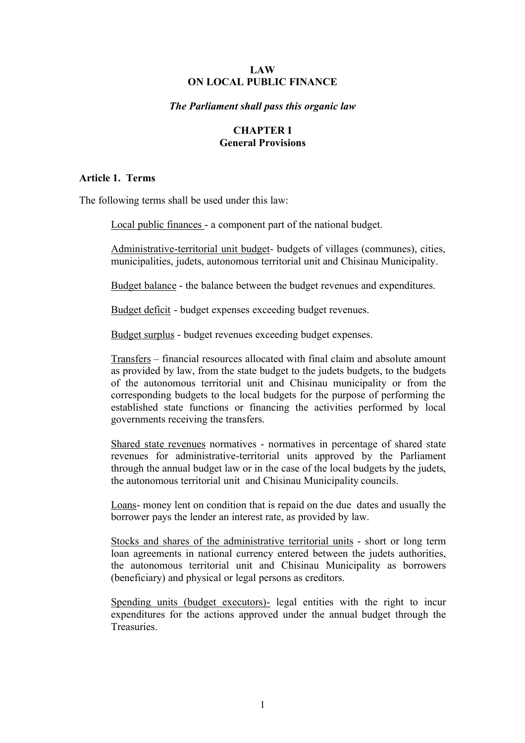# LAW
# ON LOCAL PUBLIC FINANCE

***The Parliament shall pass this organic law***

## CHAPTER I
## General Provisions

### Article 1. Terms

The following terms shall be used under this law:

Local public finances - a component part of the national budget.

Administrative-territorial unit budget- budgets of villages (communes), cities, municipalities, judets, autonomous territorial unit and Chisinau Municipality.

Budget balance - the balance between the budget revenues and expenditures.

Budget deficit - budget expenses exceeding budget revenues.

Budget surplus - budget revenues exceeding budget expenses.

Transfers – financial resources allocated with final claim and absolute amount as provided by law, from the state budget to the judets budgets, to the budgets of the autonomous territorial unit and Chisinau municipality or from the corresponding budgets to the local budgets for the purpose of performing the established state functions or financing the activities performed by local governments receiving the transfers.

Shared state revenues normatives - normatives in percentage of shared state revenues for administrative-territorial units approved by the Parliament through the annual budget law or in the case of the local budgets by the judets, the autonomous territorial unit and Chisinau Municipality councils.

Loans- money lent on condition that is repaid on the due dates and usually the borrower pays the lender an interest rate, as provided by law.

Stocks and shares of the administrative territorial units - short or long term loan agreements in national currency entered between the judets authorities, the autonomous territorial unit and Chisinau Municipality as borrowers (beneficiary) and physical or legal persons as creditors.

Spending units (budget executors)- legal entities with the right to incur expenditures for the actions approved under the annual budget through the Treasuries.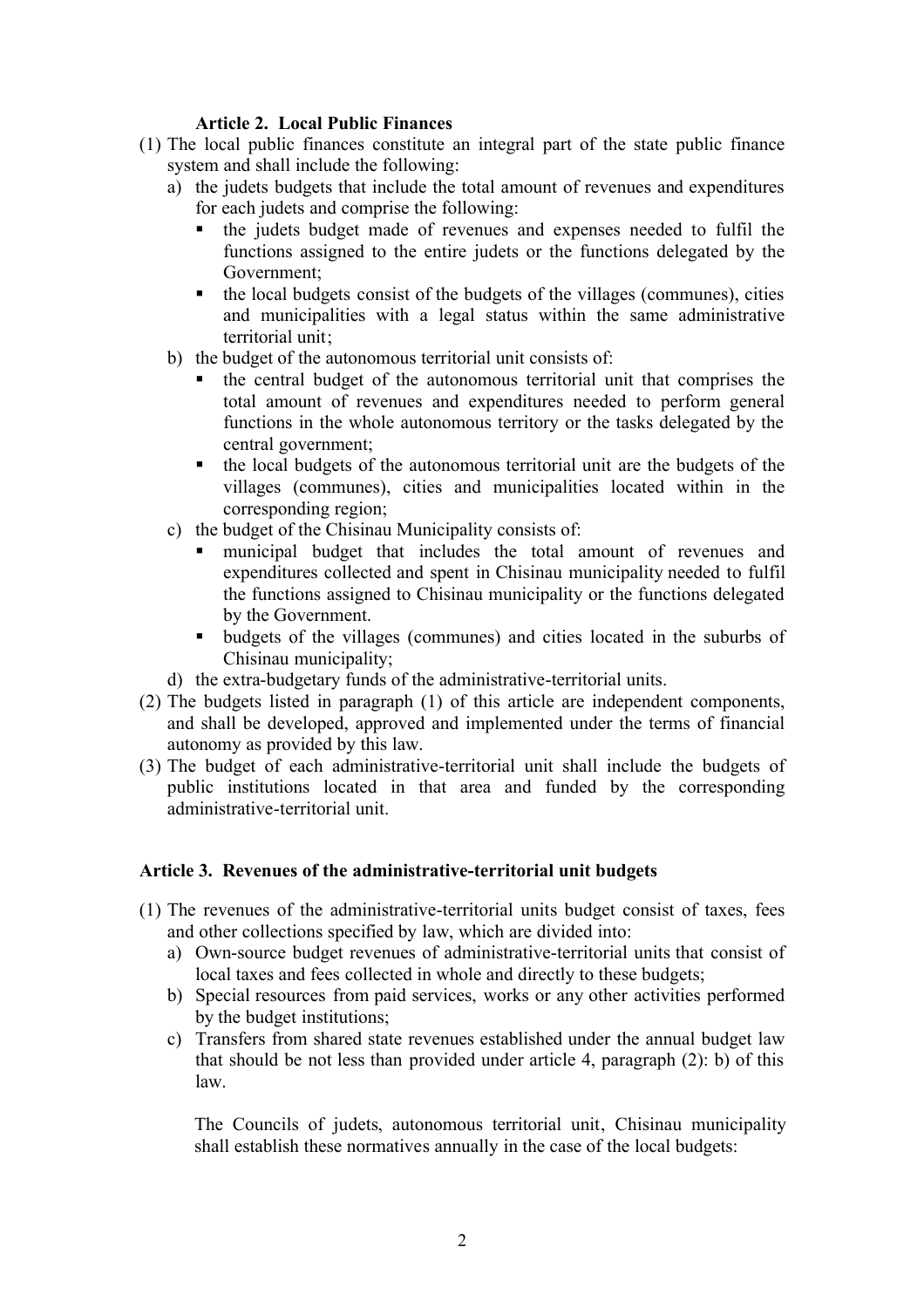### Article 2. Local Public Finances

(1) The local public finances constitute an integral part of the state public finance system and shall include the following:

   a) the judets budgets that include the total amount of revenues and expenditures for each judets and comprise the following:
      - the judets budget made of revenues and expenses needed to fulfil the functions assigned to the entire judets or the functions delegated by the Government;
      - the local budgets consist of the budgets of the villages (communes), cities and municipalities with a legal status within the same administrative territorial unit;

   b) the budget of the autonomous territorial unit consists of:
      - the central budget of the autonomous territorial unit that comprises the total amount of revenues and expenditures needed to perform general functions in the whole autonomous territory or the tasks delegated by the central government;
      - the local budgets of the autonomous territorial unit are the budgets of the villages (communes), cities and municipalities located within in the corresponding region;

   c) the budget of the Chisinau Municipality consists of:
      - municipal budget that includes the total amount of revenues and expenditures collected and spent in Chisinau municipality needed to fulfil the functions assigned to Chisinau municipality or the functions delegated by the Government.
      - budgets of the villages (communes) and cities located in the suburbs of Chisinau municipality;

   d) the extra-budgetary funds of the administrative-territorial units.

(2) The budgets listed in paragraph (1) of this article are independent components, and shall be developed, approved and implemented under the terms of financial autonomy as provided by this law.

(3) The budget of each administrative-territorial unit shall include the budgets of public institutions located in that area and funded by the corresponding administrative-territorial unit.

### Article 3. Revenues of the administrative-territorial unit budgets

(1) The revenues of the administrative-territorial units budget consist of taxes, fees and other collections specified by law, which are divided into:

   a) Own-source budget revenues of administrative-territorial units that consist of local taxes and fees collected in whole and directly to these budgets;

   b) Special resources from paid services, works or any other activities performed by the budget institutions;

   c) Transfers from shared state revenues established under the annual budget law that should be not less than provided under article 4, paragraph (2): b) of this law.

   The Councils of judets, autonomous territorial unit, Chisinau municipality shall establish these normatives annually in the case of the local budgets: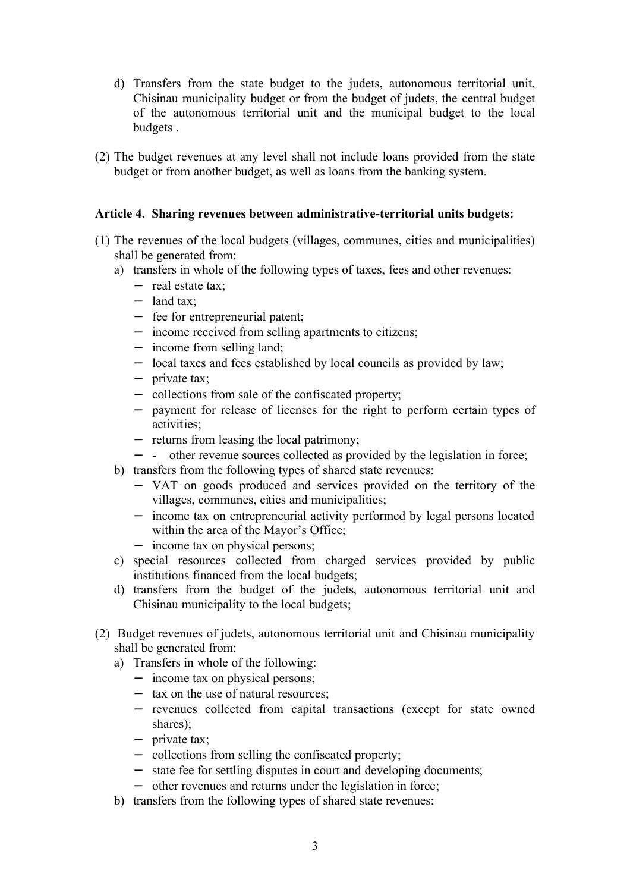d) Transfers from the state budget to the judets, autonomous territorial unit, Chisinau municipality budget or from the budget of judets, the central budget of the autonomous territorial unit and the municipal budget to the local budgets .

(2) The budget revenues at any level shall not include loans provided from the state budget or from another budget, as well as loans from the banking system.

**Article 4. Sharing revenues between administrative-territorial units budgets:**

(1) The revenues of the local budgets (villages, communes, cities and municipalities) shall be generated from:

a) transfers in whole of the following types of taxes, fees and other revenues:
   - real estate tax;
   - land tax;
   - fee for entrepreneurial patent;
   - income received from selling apartments to citizens;
   - income from selling land;
   - local taxes and fees established by local councils as provided by law;
   - private tax;
   - collections from sale of the confiscated property;
   - payment for release of licenses for the right to perform certain types of activities;
   - returns from leasing the local patrimony;
   - \- other revenue sources collected as provided by the legislation in force;

b) transfers from the following types of shared state revenues:
   - VAT on goods produced and services provided on the territory of the villages, communes, cities and municipalities;
   - income tax on entrepreneurial activity performed by legal persons located within the area of the Mayor's Office;
   - income tax on physical persons;

c) special resources collected from charged services provided by public institutions financed from the local budgets;

d) transfers from the budget of the judets, autonomous territorial unit and Chisinau municipality to the local budgets;

(2) Budget revenues of judets, autonomous territorial unit and Chisinau municipality shall be generated from:

a) Transfers in whole of the following:
   - income tax on physical persons;
   - tax on the use of natural resources;
   - revenues collected from capital transactions (except for state owned shares);
   - private tax;
   - collections from selling the confiscated property;
   - state fee for settling disputes in court and developing documents;
   - other revenues and returns under the legislation in force;

b) transfers from the following types of shared state revenues: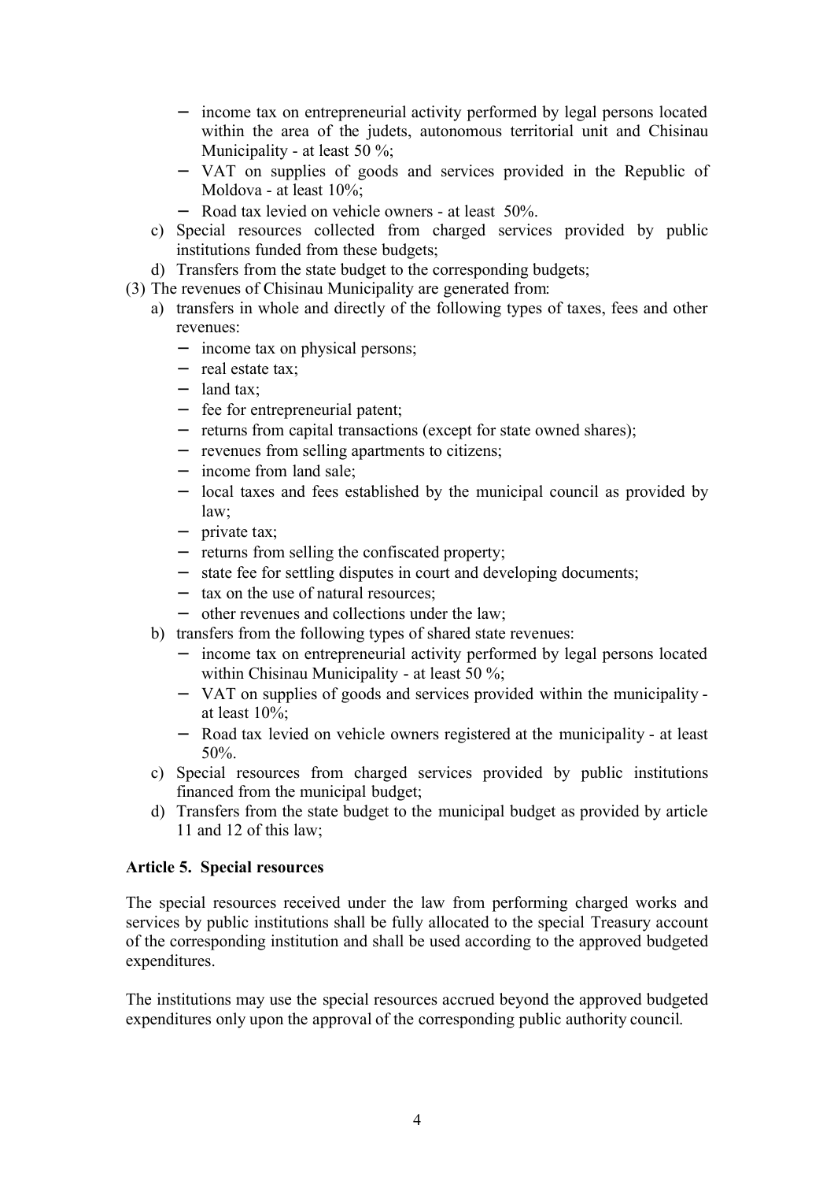- income tax on entrepreneurial activity performed by legal persons located within the area of the judets, autonomous territorial unit and Chisinau Municipality - at least 50 %;
    - VAT on supplies of goods and services provided in the Republic of Moldova - at least 10%;
    - Road tax levied on vehicle owners - at least 50%.
  - c) Special resources collected from charged services provided by public institutions funded from these budgets;
  - d) Transfers from the state budget to the corresponding budgets;

(3) The revenues of Chisinau Municipality are generated from:

- a) transfers in whole and directly of the following types of taxes, fees and other revenues:
    - income tax on physical persons;
    - real estate tax;
    - land tax;
    - fee for entrepreneurial patent;
    - returns from capital transactions (except for state owned shares);
    - revenues from selling apartments to citizens;
    - income from land sale;
    - local taxes and fees established by the municipal council as provided by law;
    - private tax;
    - returns from selling the confiscated property;
    - state fee for settling disputes in court and developing documents;
    - tax on the use of natural resources;
    - other revenues and collections under the law;
- b) transfers from the following types of shared state revenues:
    - income tax on entrepreneurial activity performed by legal persons located within Chisinau Municipality - at least 50 %;
    - VAT on supplies of goods and services provided within the municipality - at least 10%;
    - Road tax levied on vehicle owners registered at the municipality - at least 50%.
- c) Special resources from charged services provided by public institutions financed from the municipal budget;
- d) Transfers from the state budget to the municipal budget as provided by article 11 and 12 of this law;

**Article 5. Special resources**

The special resources received under the law from performing charged works and services by public institutions shall be fully allocated to the special Treasury account of the corresponding institution and shall be used according to the approved budgeted expenditures.

The institutions may use the special resources accrued beyond the approved budgeted expenditures only upon the approval of the corresponding public authority council.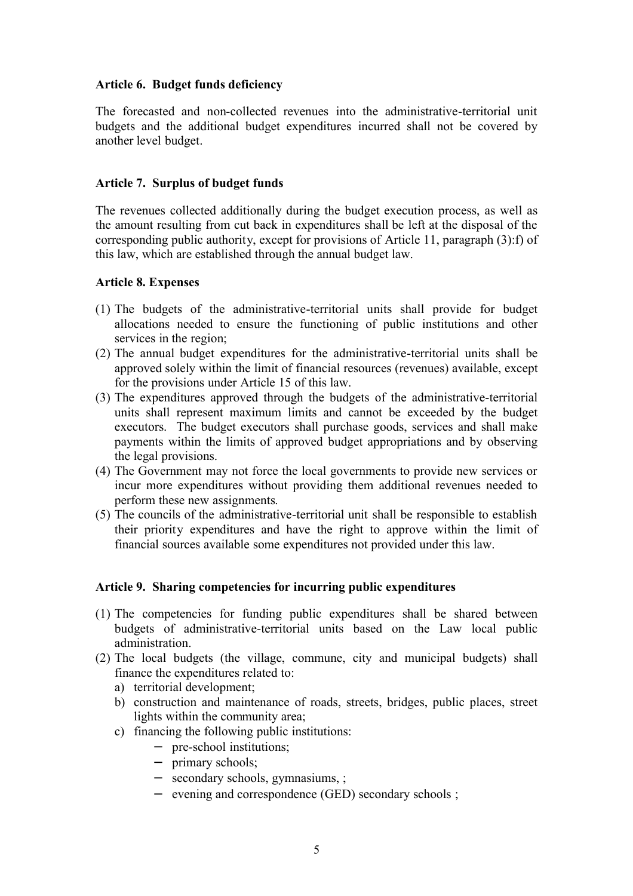**Article 6. Budget funds deficiency**

The forecasted and non-collected revenues into the administrative-territorial unit budgets and the additional budget expenditures incurred shall not be covered by another level budget.

**Article 7. Surplus of budget funds**

The revenues collected additionally during the budget execution process, as well as the amount resulting from cut back in expenditures shall be left at the disposal of the corresponding public authority, except for provisions of Article 11, paragraph (3):f) of this law, which are established through the annual budget law.

**Article 8. Expenses**

(1) The budgets of the administrative-territorial units shall provide for budget allocations needed to ensure the functioning of public institutions and other services in the region;
(2) The annual budget expenditures for the administrative-territorial units shall be approved solely within the limit of financial resources (revenues) available, except for the provisions under Article 15 of this law.
(3) The expenditures approved through the budgets of the administrative-territorial units shall represent maximum limits and cannot be exceeded by the budget executors. The budget executors shall purchase goods, services and shall make payments within the limits of approved budget appropriations and by observing the legal provisions.
(4) The Government may not force the local governments to provide new services or incur more expenditures without providing them additional revenues needed to perform these new assignments.
(5) The councils of the administrative-territorial unit shall be responsible to establish their priority expenditures and have the right to approve within the limit of financial sources available some expenditures not provided under this law.

**Article 9. Sharing competencies for incurring public expenditures**

(1) The competencies for funding public expenditures shall be shared between budgets of administrative-territorial units based on the Law local public administration.
(2) The local budgets (the village, commune, city and municipal budgets) shall finance the expenditures related to:
   a) territorial development;
   b) construction and maintenance of roads, streets, bridges, public places, street lights within the community area;
   c) financing the following public institutions:
      - pre-school institutions;
      - primary schools;
      - secondary schools, gymnasiums, ;
      - evening and correspondence (GED) secondary schools ;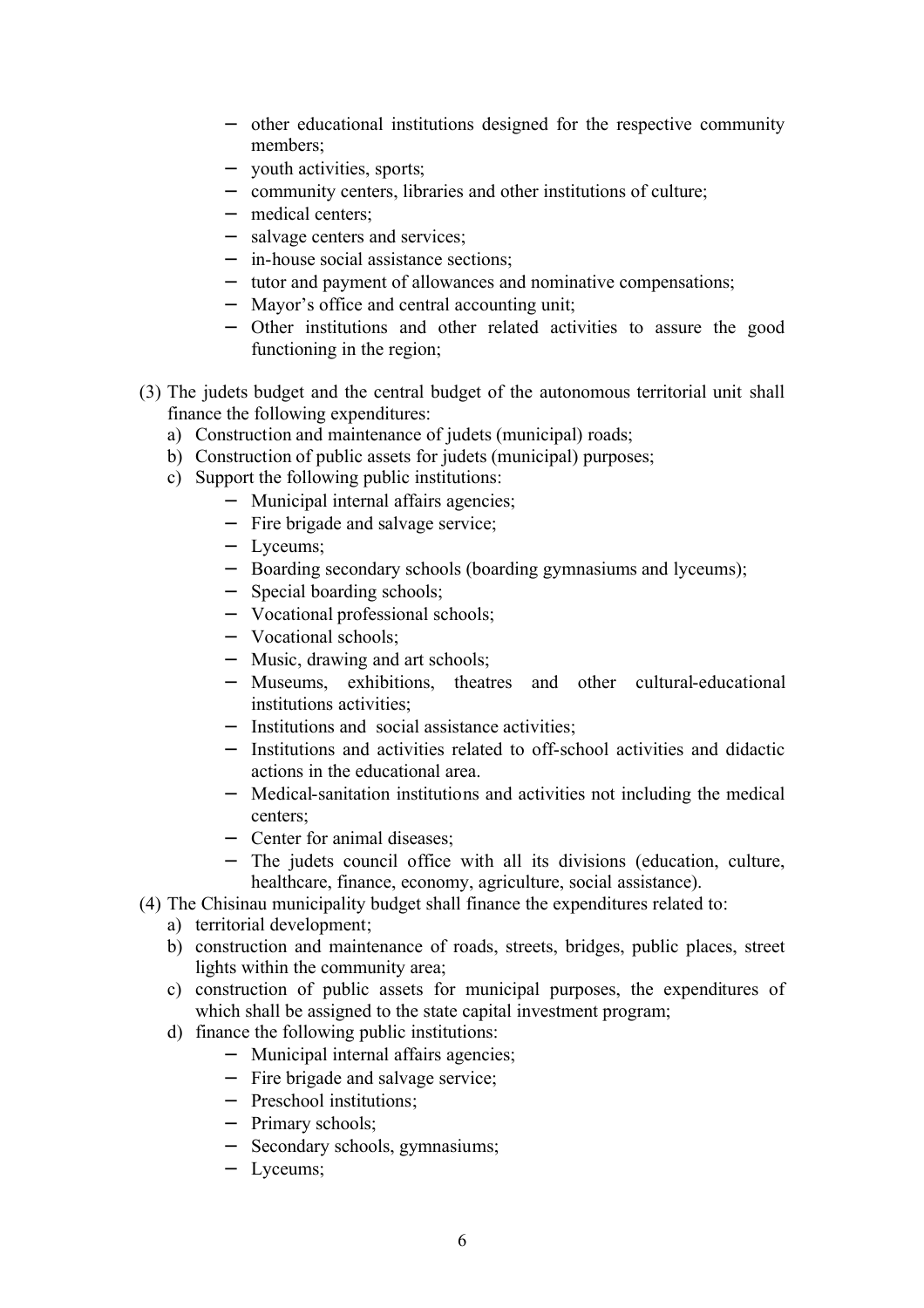- other educational institutions designed for the respective community members;
- youth activities, sports;
- community centers, libraries and other institutions of culture;
- medical centers;
- salvage centers and services;
- in-house social assistance sections;
- tutor and payment of allowances and nominative compensations;
- Mayor's office and central accounting unit;
- Other institutions and other related activities to assure the good functioning in the region;

(3) The judets budget and the central budget of the autonomous territorial unit shall finance the following expenditures:

a) Construction and maintenance of judets (municipal) roads;

b) Construction of public assets for judets (municipal) purposes;

c) Support the following public institutions:

- Municipal internal affairs agencies;
- Fire brigade and salvage service;
- Lyceums;
- Boarding secondary schools (boarding gymnasiums and lyceums);
- Special boarding schools;
- Vocational professional schools;
- Vocational schools;
- Music, drawing and art schools;
- Museums, exhibitions, theatres and other cultural-educational institutions activities;
- Institutions and social assistance activities;
- Institutions and activities related to off-school activities and didactic actions in the educational area.
- Medical-sanitation institutions and activities not including the medical centers;
- Center for animal diseases;
- The judets council office with all its divisions (education, culture, healthcare, finance, economy, agriculture, social assistance).

(4) The Chisinau municipality budget shall finance the expenditures related to:

a) territorial development;

b) construction and maintenance of roads, streets, bridges, public places, street lights within the community area;

c) construction of public assets for municipal purposes, the expenditures of which shall be assigned to the state capital investment program;

d) finance the following public institutions:

- Municipal internal affairs agencies;
- Fire brigade and salvage service;
- Preschool institutions;
- Primary schools;
- Secondary schools, gymnasiums;
- Lyceums;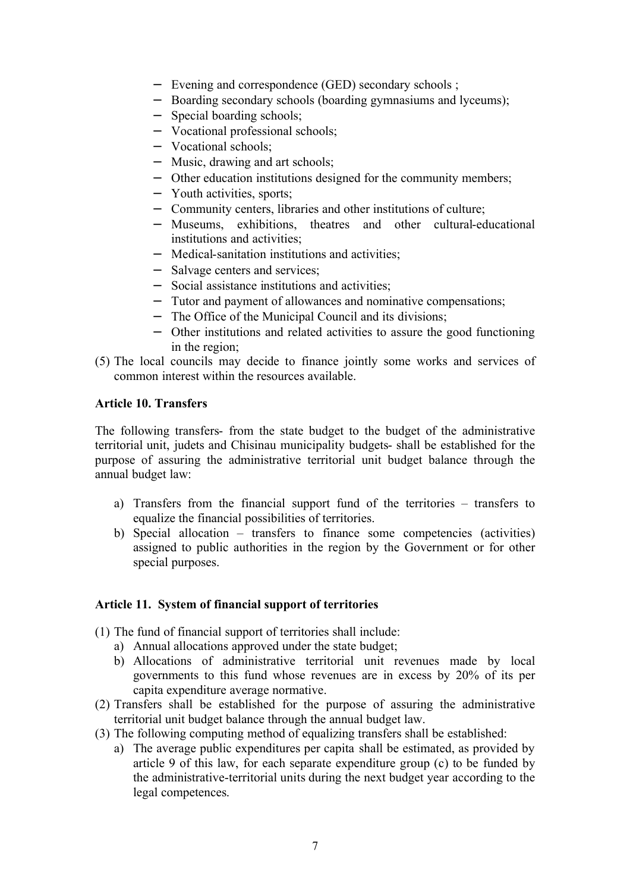- Evening and correspondence (GED) secondary schools ;
- Boarding secondary schools (boarding gymnasiums and lyceums);
- Special boarding schools;
- Vocational professional schools;
- Vocational schools;
- Music, drawing and art schools;
- Other education institutions designed for the community members;
- Youth activities, sports;
- Community centers, libraries and other institutions of culture;
- Museums, exhibitions, theatres and other cultural-educational institutions and activities;
- Medical-sanitation institutions and activities;
- Salvage centers and services;
- Social assistance institutions and activities;
- Tutor and payment of allowances and nominative compensations;
- The Office of the Municipal Council and its divisions;
- Other institutions and related activities to assure the good functioning in the region;

(5) The local councils may decide to finance jointly some works and services of common interest within the resources available.

**Article 10. Transfers**

The following transfers- from the state budget to the budget of the administrative territorial unit, judets and Chisinau municipality budgets- shall be established for the purpose of assuring the administrative territorial unit budget balance through the annual budget law:

a) Transfers from the financial support fund of the territories – transfers to equalize the financial possibilities of territories.
b) Special allocation – transfers to finance some competencies (activities) assigned to public authorities in the region by the Government or for other special purposes.

**Article 11. System of financial support of territories**

(1) The fund of financial support of territories shall include:
   a) Annual allocations approved under the state budget;
   b) Allocations of administrative territorial unit revenues made by local governments to this fund whose revenues are in excess by 20% of its per capita expenditure average normative.

(2) Transfers shall be established for the purpose of assuring the administrative territorial unit budget balance through the annual budget law.

(3) The following computing method of equalizing transfers shall be established:
   a) The average public expenditures per capita shall be estimated, as provided by article 9 of this law, for each separate expenditure group (c) to be funded by the administrative-territorial units during the next budget year according to the legal competences.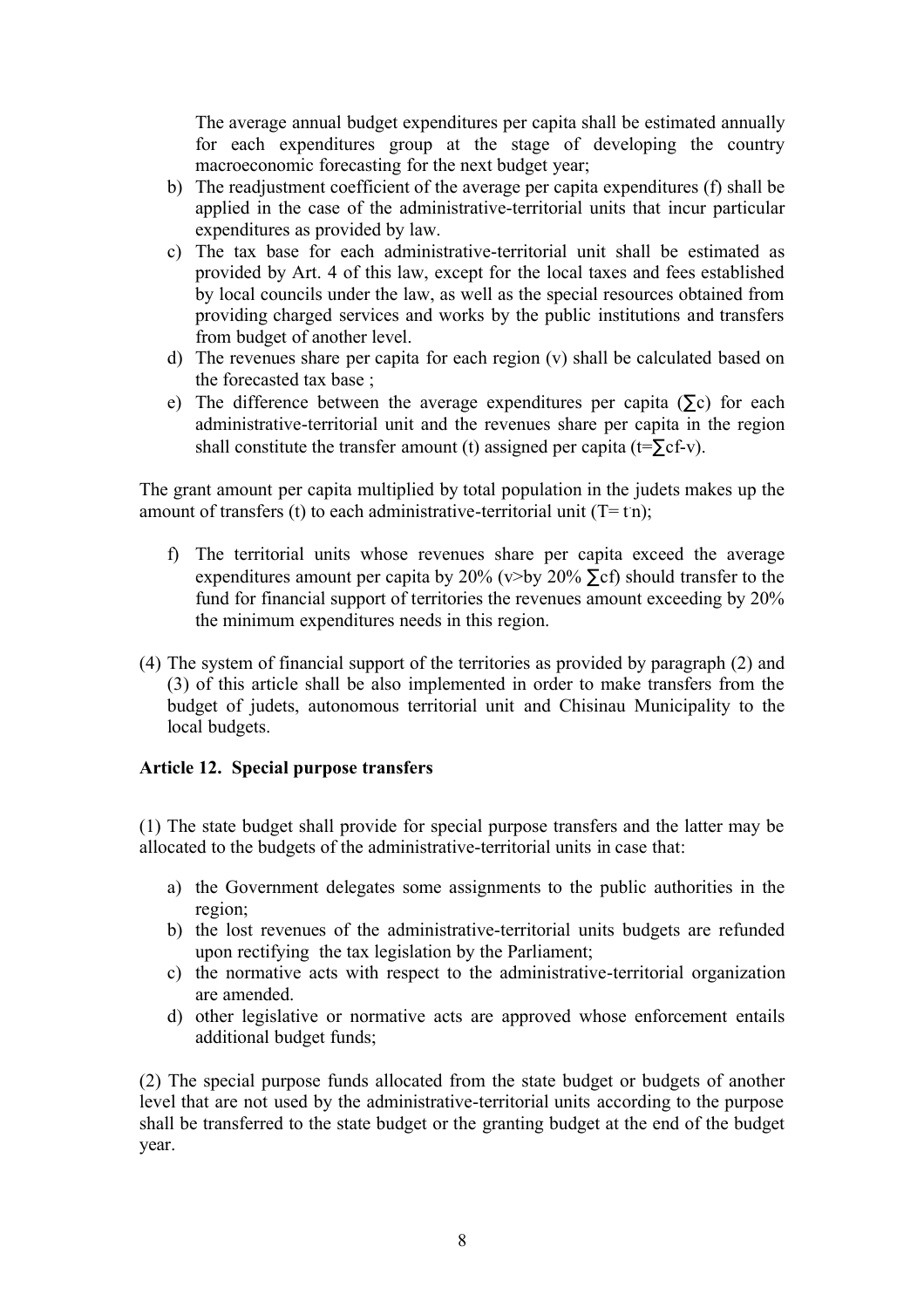The average annual budget expenditures per capita shall be estimated annually for each expenditures group at the stage of developing the country macroeconomic forecasting for the next budget year;

b) The readjustment coefficient of the average per capita expenditures (f) shall be applied in the case of the administrative-territorial units that incur particular expenditures as provided by law.
c) The tax base for each administrative-territorial unit shall be estimated as provided by Art. 4 of this law, except for the local taxes and fees established by local councils under the law, as well as the special resources obtained from providing charged services and works by the public institutions and transfers from budget of another level.
d) The revenues share per capita for each region (v) shall be calculated based on the forecasted tax base ;
e) The difference between the average expenditures per capita ($\sum c$) for each administrative-territorial unit and the revenues share per capita in the region shall constitute the transfer amount (t) assigned per capita ($t=\sum cf-v$).

The grant amount per capita multiplied by total population in the judets makes up the amount of transfers (t) to each administrative-territorial unit ($T= t \cdot n$);

f) The territorial units whose revenues share per capita exceed the average expenditures amount per capita by 20% (v>by 20% $\sum cf$) should transfer to the fund for financial support of territories the revenues amount exceeding by 20% the minimum expenditures needs in this region.

(4) The system of financial support of the territories as provided by paragraph (2) and (3) of this article shall be also implemented in order to make transfers from the budget of judets, autonomous territorial unit and Chisinau Municipality to the local budgets.

**Article 12. Special purpose transfers**

(1) The state budget shall provide for special purpose transfers and the latter may be allocated to the budgets of the administrative-territorial units in case that:

a) the Government delegates some assignments to the public authorities in the region;
b) the lost revenues of the administrative-territorial units budgets are refunded upon rectifying the tax legislation by the Parliament;
c) the normative acts with respect to the administrative-territorial organization are amended.
d) other legislative or normative acts are approved whose enforcement entails additional budget funds;

(2) The special purpose funds allocated from the state budget or budgets of another level that are not used by the administrative-territorial units according to the purpose shall be transferred to the state budget or the granting budget at the end of the budget year.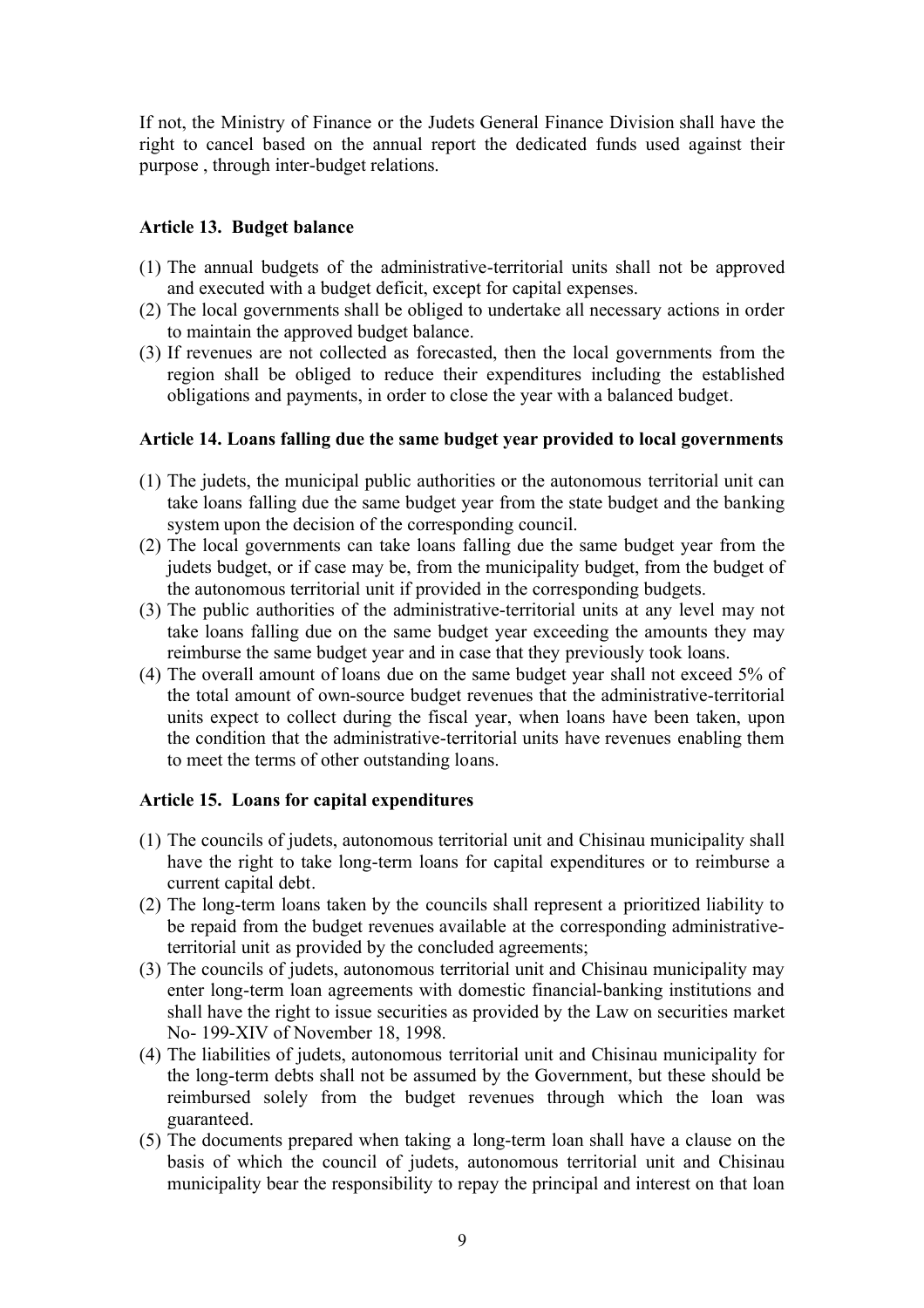If not, the Ministry of Finance or the Judets General Finance Division shall have the right to cancel based on the annual report the dedicated funds used against their purpose , through inter-budget relations.

### Article 13. Budget balance

(1) The annual budgets of the administrative-territorial units shall not be approved and executed with a budget deficit, except for capital expenses.
(2) The local governments shall be obliged to undertake all necessary actions in order to maintain the approved budget balance.
(3) If revenues are not collected as forecasted, then the local governments from the region shall be obliged to reduce their expenditures including the established obligations and payments, in order to close the year with a balanced budget.

### Article 14. Loans falling due the same budget year provided to local governments

(1) The judets, the municipal public authorities or the autonomous territorial unit can take loans falling due the same budget year from the state budget and the banking system upon the decision of the corresponding council.
(2) The local governments can take loans falling due the same budget year from the judets budget, or if case may be, from the municipality budget, from the budget of the autonomous territorial unit if provided in the corresponding budgets.
(3) The public authorities of the administrative-territorial units at any level may not take loans falling due on the same budget year exceeding the amounts they may reimburse the same budget year and in case that they previously took loans.
(4) The overall amount of loans due on the same budget year shall not exceed 5% of the total amount of own-source budget revenues that the administrative-territorial units expect to collect during the fiscal year, when loans have been taken, upon the condition that the administrative-territorial units have revenues enabling them to meet the terms of other outstanding loans.

### Article 15. Loans for capital expenditures

(1) The councils of judets, autonomous territorial unit and Chisinau municipality shall have the right to take long-term loans for capital expenditures or to reimburse a current capital debt.
(2) The long-term loans taken by the councils shall represent a prioritized liability to be repaid from the budget revenues available at the corresponding administrative-territorial unit as provided by the concluded agreements;
(3) The councils of judets, autonomous territorial unit and Chisinau municipality may enter long-term loan agreements with domestic financial-banking institutions and shall have the right to issue securities as provided by the Law on securities market No- 199-XIV of November 18, 1998.
(4) The liabilities of judets, autonomous territorial unit and Chisinau municipality for the long-term debts shall not be assumed by the Government, but these should be reimbursed solely from the budget revenues through which the loan was guaranteed.
(5) The documents prepared when taking a long-term loan shall have a clause on the basis of which the council of judets, autonomous territorial unit and Chisinau municipality bear the responsibility to repay the principal and interest on that loan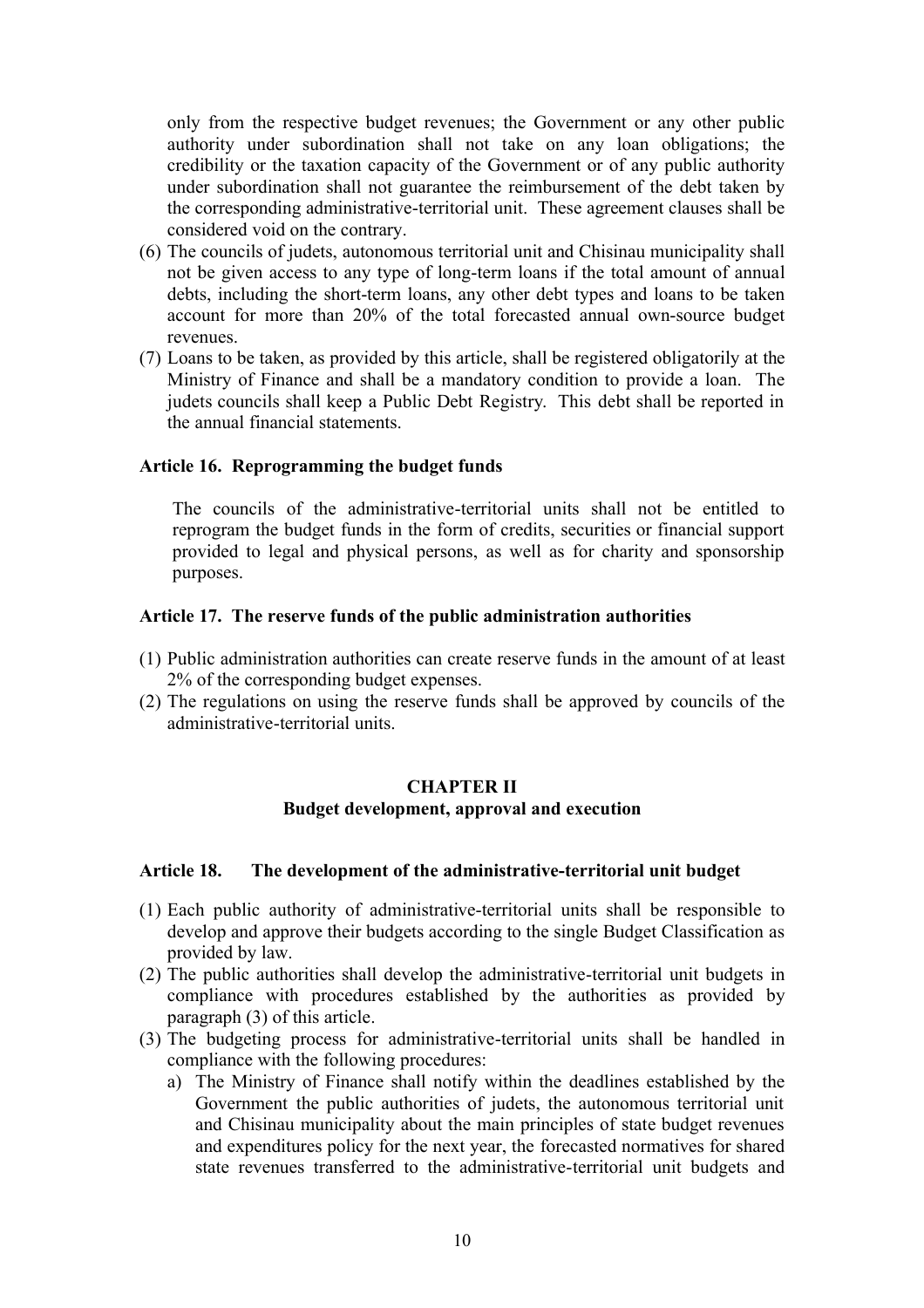only from the respective budget revenues; the Government or any other public authority under subordination shall not take on any loan obligations; the credibility or the taxation capacity of the Government or of any public authority under subordination shall not guarantee the reimbursement of the debt taken by the corresponding administrative-territorial unit. These agreement clauses shall be considered void on the contrary.

(6) The councils of judets, autonomous territorial unit and Chisinau municipality shall not be given access to any type of long-term loans if the total amount of annual debts, including the short-term loans, any other debt types and loans to be taken account for more than 20% of the total forecasted annual own-source budget revenues.

(7) Loans to be taken, as provided by this article, shall be registered obligatorily at the Ministry of Finance and shall be a mandatory condition to provide a loan. The judets councils shall keep a Public Debt Registry. This debt shall be reported in the annual financial statements.

**Article 16. Reprogramming the budget funds**

The councils of the administrative-territorial units shall not be entitled to reprogram the budget funds in the form of credits, securities or financial support provided to legal and physical persons, as well as for charity and sponsorship purposes.

**Article 17. The reserve funds of the public administration authorities**

(1) Public administration authorities can create reserve funds in the amount of at least 2% of the corresponding budget expenses.

(2) The regulations on using the reserve funds shall be approved by councils of the administrative-territorial units.

## CHAPTER II
## Budget development, approval and execution

**Article 18. The development of the administrative-territorial unit budget**

(1) Each public authority of administrative-territorial units shall be responsible to develop and approve their budgets according to the single Budget Classification as provided by law.

(2) The public authorities shall develop the administrative-territorial unit budgets in compliance with procedures established by the authorities as provided by paragraph (3) of this article.

(3) The budgeting process for administrative-territorial units shall be handled in compliance with the following procedures:

a) The Ministry of Finance shall notify within the deadlines established by the Government the public authorities of judets, the autonomous territorial unit and Chisinau municipality about the main principles of state budget revenues and expenditures policy for the next year, the forecasted normatives for shared state revenues transferred to the administrative-territorial unit budgets and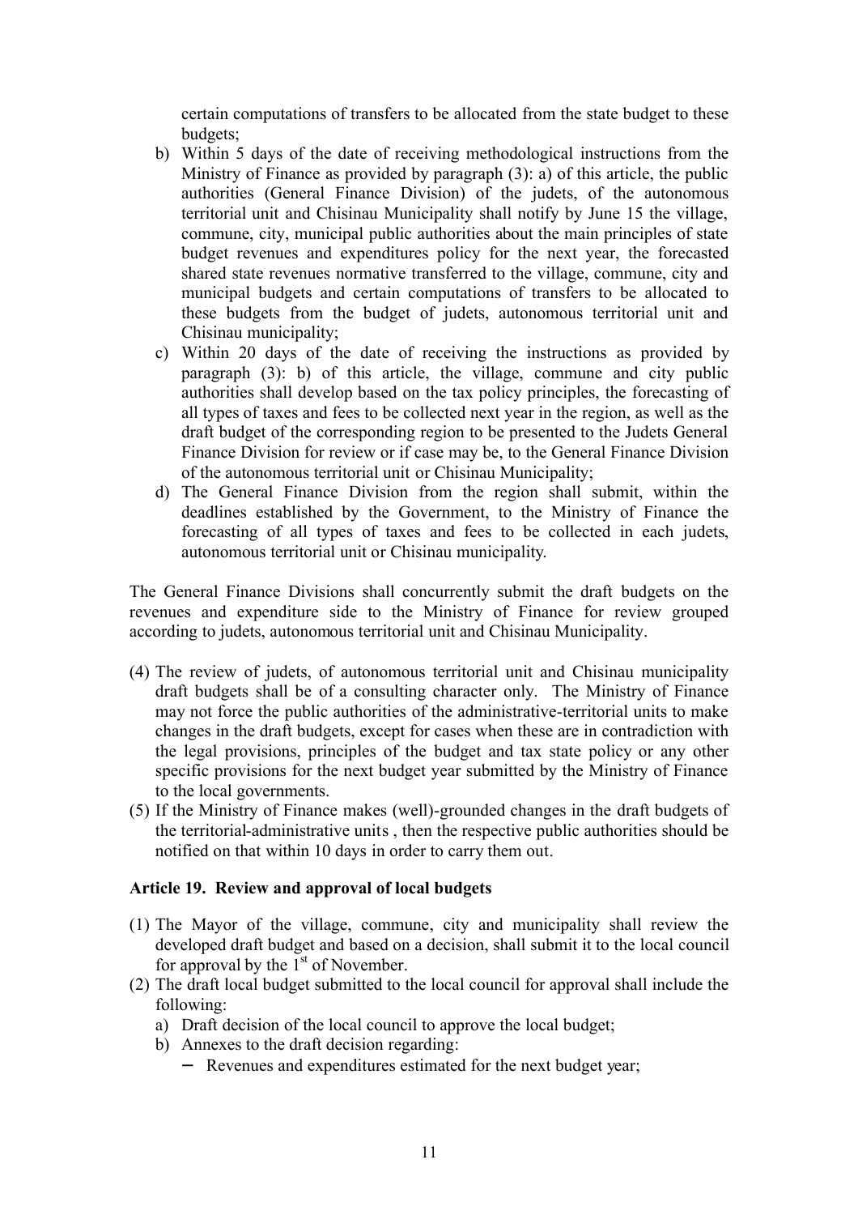certain computations of transfers to be allocated from the state budget to these budgets;

b) Within 5 days of the date of receiving methodological instructions from the Ministry of Finance as provided by paragraph (3): a) of this article, the public authorities (General Finance Division) of the judets, of the autonomous territorial unit and Chisinau Municipality shall notify by June 15 the village, commune, city, municipal public authorities about the main principles of state budget revenues and expenditures policy for the next year, the forecasted shared state revenues normative transferred to the village, commune, city and municipal budgets and certain computations of transfers to be allocated to these budgets from the budget of judets, autonomous territorial unit and Chisinau municipality;

c) Within 20 days of the date of receiving the instructions as provided by paragraph (3): b) of this article, the village, commune and city public authorities shall develop based on the tax policy principles, the forecasting of all types of taxes and fees to be collected next year in the region, as well as the draft budget of the corresponding region to be presented to the Judets General Finance Division for review or if case may be, to the General Finance Division of the autonomous territorial unit or Chisinau Municipality;

d) The General Finance Division from the region shall submit, within the deadlines established by the Government, to the Ministry of Finance the forecasting of all types of taxes and fees to be collected in each judets, autonomous territorial unit or Chisinau municipality.

The General Finance Divisions shall concurrently submit the draft budgets on the revenues and expenditure side to the Ministry of Finance for review grouped according to judets, autonomous territorial unit and Chisinau Municipality.

(4) The review of judets, of autonomous territorial unit and Chisinau municipality draft budgets shall be of a consulting character only. The Ministry of Finance may not force the public authorities of the administrative-territorial units to make changes in the draft budgets, except for cases when these are in contradiction with the legal provisions, principles of the budget and tax state policy or any other specific provisions for the next budget year submitted by the Ministry of Finance to the local governments.

(5) If the Ministry of Finance makes (well)-grounded changes in the draft budgets of the territorial-administrative units , then the respective public authorities should be notified on that within 10 days in order to carry them out.

**Article 19. Review and approval of local budgets**

(1) The Mayor of the village, commune, city and municipality shall review the developed draft budget and based on a decision, shall submit it to the local council for approval by the 1st of November.

(2) The draft local budget submitted to the local council for approval shall include the following:
   a) Draft decision of the local council to approve the local budget;
   b) Annexes to the draft decision regarding:
      - Revenues and expenditures estimated for the next budget year;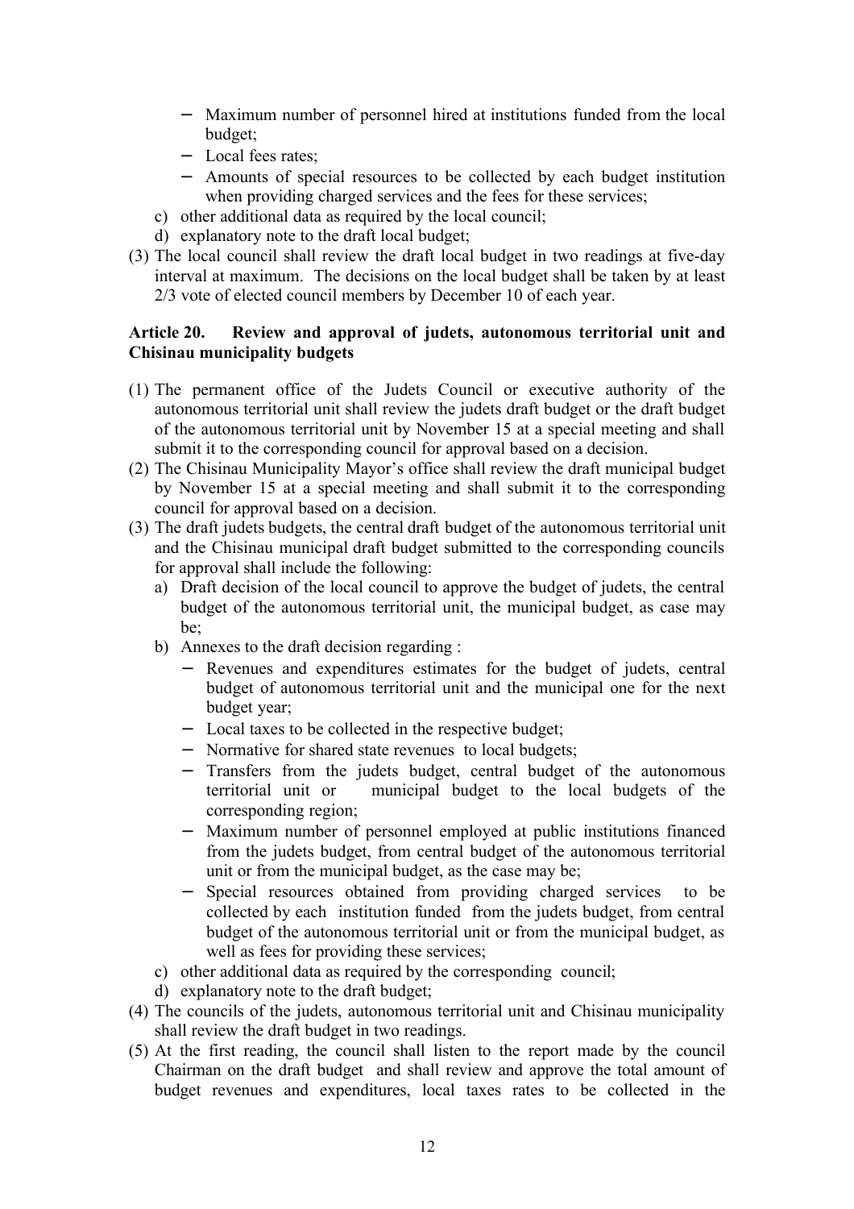- Maximum number of personnel hired at institutions funded from the local budget;
   - Local fees rates;
   - Amounts of special resources to be collected by each budget institution when providing charged services and the fees for these services;

c) other additional data as required by the local council;

d) explanatory note to the draft local budget;

(3) The local council shall review the draft local budget in two readings at five-day interval at maximum. The decisions on the local budget shall be taken by at least 2/3 vote of elected council members by December 10 of each year.

**Article 20. Review and approval of judets, autonomous territorial unit and Chisinau municipality budgets**

(1) The permanent office of the Judets Council or executive authority of the autonomous territorial unit shall review the judets draft budget or the draft budget of the autonomous territorial unit by November 15 at a special meeting and shall submit it to the corresponding council for approval based on a decision.

(2) The Chisinau Municipality Mayor's office shall review the draft municipal budget by November 15 at a special meeting and shall submit it to the corresponding council for approval based on a decision.

(3) The draft judets budgets, the central draft budget of the autonomous territorial unit and the Chisinau municipal draft budget submitted to the corresponding councils for approval shall include the following:

a) Draft decision of the local council to approve the budget of judets, the central budget of the autonomous territorial unit, the municipal budget, as case may be;

b) Annexes to the draft decision regarding :
   - Revenues and expenditures estimates for the budget of judets, central budget of autonomous territorial unit and the municipal one for the next budget year;
   - Local taxes to be collected in the respective budget;
   - Normative for shared state revenues to local budgets;
   - Transfers from the judets budget, central budget of the autonomous territorial unit or municipal budget to the local budgets of the corresponding region;
   - Maximum number of personnel employed at public institutions financed from the judets budget, from central budget of the autonomous territorial unit or from the municipal budget, as the case may be;
   - Special resources obtained from providing charged services to be collected by each institution funded from the judets budget, from central budget of the autonomous territorial unit or from the municipal budget, as well as fees for providing these services;

c) other additional data as required by the corresponding council;

d) explanatory note to the draft budget;

(4) The councils of the judets, autonomous territorial unit and Chisinau municipality shall review the draft budget in two readings.

(5) At the first reading, the council shall listen to the report made by the council Chairman on the draft budget and shall review and approve the total amount of budget revenues and expenditures, local taxes rates to be collected in the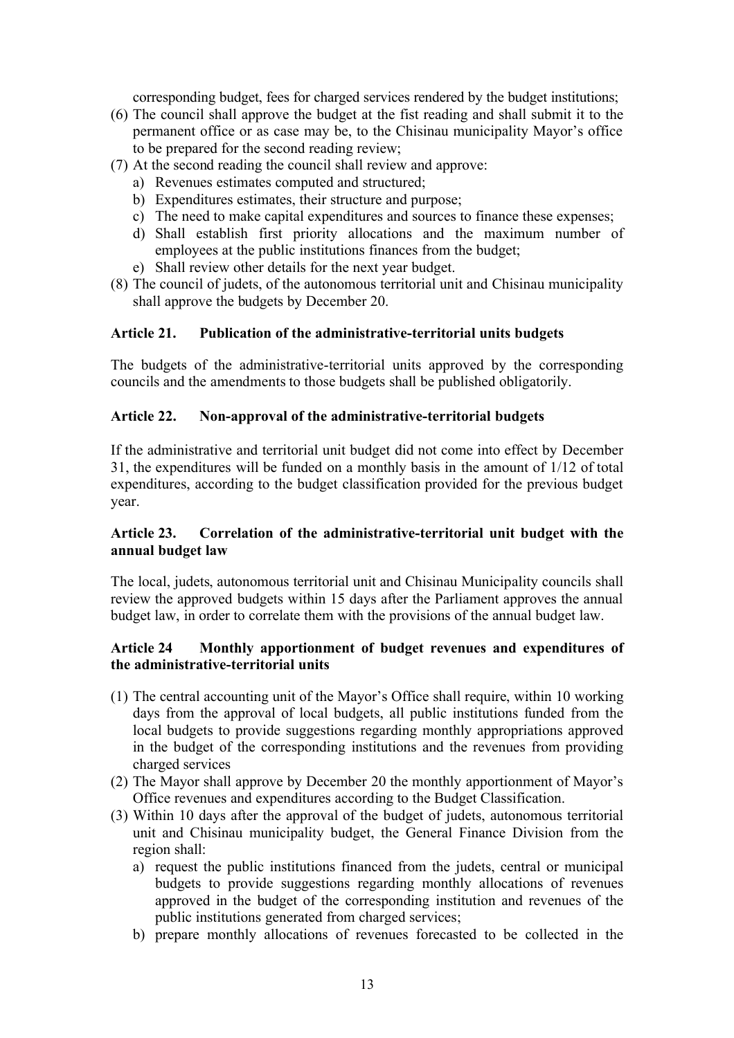corresponding budget, fees for charged services rendered by the budget institutions;

(6) The council shall approve the budget at the fist reading and shall submit it to the permanent office or as case may be, to the Chisinau municipality Mayor's office to be prepared for the second reading review;

(7) At the second reading the council shall review and approve:
   a) Revenues estimates computed and structured;
   b) Expenditures estimates, their structure and purpose;
   c) The need to make capital expenditures and sources to finance these expenses;
   d) Shall establish first priority allocations and the maximum number of employees at the public institutions finances from the budget;
   e) Shall review other details for the next year budget.

(8) The council of judets, of the autonomous territorial unit and Chisinau municipality shall approve the budgets by December 20.

**Article 21. Publication of the administrative-territorial units budgets**

The budgets of the administrative-territorial units approved by the corresponding councils and the amendments to those budgets shall be published obligatorily.

**Article 22. Non-approval of the administrative-territorial budgets**

If the administrative and territorial unit budget did not come into effect by December 31, the expenditures will be funded on a monthly basis in the amount of 1/12 of total expenditures, according to the budget classification provided for the previous budget year.

**Article 23. Correlation of the administrative-territorial unit budget with the annual budget law**

The local, judets, autonomous territorial unit and Chisinau Municipality councils shall review the approved budgets within 15 days after the Parliament approves the annual budget law, in order to correlate them with the provisions of the annual budget law.

**Article 24 Monthly apportionment of budget revenues and expenditures of the administrative-territorial units**

(1) The central accounting unit of the Mayor's Office shall require, within 10 working days from the approval of local budgets, all public institutions funded from the local budgets to provide suggestions regarding monthly appropriations approved in the budget of the corresponding institutions and the revenues from providing charged services

(2) The Mayor shall approve by December 20 the monthly apportionment of Mayor's Office revenues and expenditures according to the Budget Classification.

(3) Within 10 days after the approval of the budget of judets, autonomous territorial unit and Chisinau municipality budget, the General Finance Division from the region shall:
   a) request the public institutions financed from the judets, central or municipal budgets to provide suggestions regarding monthly allocations of revenues approved in the budget of the corresponding institution and revenues of the public institutions generated from charged services;
   b) prepare monthly allocations of revenues forecasted to be collected in the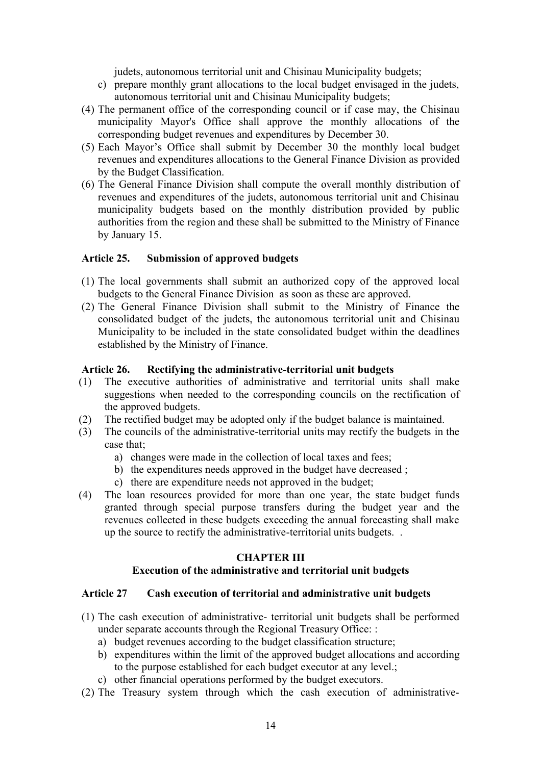judets, autonomous territorial unit and Chisinau Municipality budgets;

c) prepare monthly grant allocations to the local budget envisaged in the judets, autonomous territorial unit and Chisinau Municipality budgets;

(4) The permanent office of the corresponding council or if case may, the Chisinau municipality Mayor's Office shall approve the monthly allocations of the corresponding budget revenues and expenditures by December 30.

(5) Each Mayor's Office shall submit by December 30 the monthly local budget revenues and expenditures allocations to the General Finance Division as provided by the Budget Classification.

(6) The General Finance Division shall compute the overall monthly distribution of revenues and expenditures of the judets, autonomous territorial unit and Chisinau municipality budgets based on the monthly distribution provided by public authorities from the region and these shall be submitted to the Ministry of Finance by January 15.

### Article 25. Submission of approved budgets

(1) The local governments shall submit an authorized copy of the approved local budgets to the General Finance Division as soon as these are approved.

(2) The General Finance Division shall submit to the Ministry of Finance the consolidated budget of the judets, the autonomous territorial unit and Chisinau Municipality to be included in the state consolidated budget within the deadlines established by the Ministry of Finance.

### Article 26. Rectifying the administrative-territorial unit budgets

(1) The executive authorities of administrative and territorial units shall make suggestions when needed to the corresponding councils on the rectification of the approved budgets.

(2) The rectified budget may be adopted only if the budget balance is maintained.

(3) The councils of the administrative-territorial units may rectify the budgets in the case that;

  a) changes were made in the collection of local taxes and fees;
  b) the expenditures needs approved in the budget have decreased ;
  c) there are expenditure needs not approved in the budget;

(4) The loan resources provided for more than one year, the state budget funds granted through special purpose transfers during the budget year and the revenues collected in these budgets exceeding the annual forecasting shall make up the source to rectify the administrative-territorial units budgets. .

## CHAPTER III
## Execution of the administrative and territorial unit budgets

### Article 27 Cash execution of territorial and administrative unit budgets

(1) The cash execution of administrative- territorial unit budgets shall be performed under separate accounts through the Regional Treasury Office: :

  a) budget revenues according to the budget classification structure;
  b) expenditures within the limit of the approved budget allocations and according to the purpose established for each budget executor at any level.;
  c) other financial operations performed by the budget executors.

(2) The Treasury system through which the cash execution of administrative-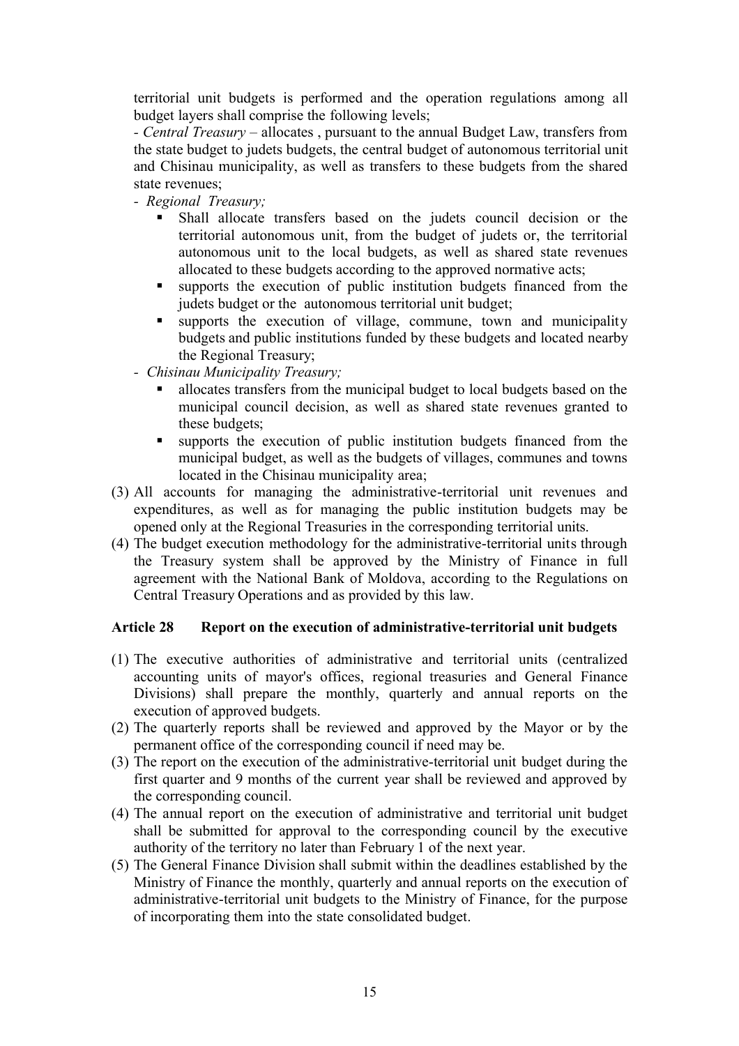territorial unit budgets is performed and the operation regulations among all budget layers shall comprise the following levels;

- *Central Treasury* – allocates , pursuant to the annual Budget Law, transfers from the state budget to judets budgets, the central budget of autonomous territorial unit and Chisinau municipality, as well as transfers to these budgets from the shared state revenues;
- *Regional Treasury;*
  - Shall allocate transfers based on the judets council decision or the territorial autonomous unit, from the budget of judets or, the territorial autonomous unit to the local budgets, as well as shared state revenues allocated to these budgets according to the approved normative acts;
  - supports the execution of public institution budgets financed from the judets budget or the autonomous territorial unit budget;
  - supports the execution of village, commune, town and municipality budgets and public institutions funded by these budgets and located nearby the Regional Treasury;
- *Chisinau Municipality Treasury;*
  - allocates transfers from the municipal budget to local budgets based on the municipal council decision, as well as shared state revenues granted to these budgets;
  - supports the execution of public institution budgets financed from the municipal budget, as well as the budgets of villages, communes and towns located in the Chisinau municipality area;

(3) All accounts for managing the administrative-territorial unit revenues and expenditures, as well as for managing the public institution budgets may be opened only at the Regional Treasuries in the corresponding territorial units.

(4) The budget execution methodology for the administrative-territorial units through the Treasury system shall be approved by the Ministry of Finance in full agreement with the National Bank of Moldova, according to the Regulations on Central Treasury Operations and as provided by this law.

### Article 28 Report on the execution of administrative-territorial unit budgets

(1) The executive authorities of administrative and territorial units (centralized accounting units of mayor's offices, regional treasuries and General Finance Divisions) shall prepare the monthly, quarterly and annual reports on the execution of approved budgets.

(2) The quarterly reports shall be reviewed and approved by the Mayor or by the permanent office of the corresponding council if need may be.

(3) The report on the execution of the administrative-territorial unit budget during the first quarter and 9 months of the current year shall be reviewed and approved by the corresponding council.

(4) The annual report on the execution of administrative and territorial unit budget shall be submitted for approval to the corresponding council by the executive authority of the territory no later than February 1 of the next year.

(5) The General Finance Division shall submit within the deadlines established by the Ministry of Finance the monthly, quarterly and annual reports on the execution of administrative-territorial unit budgets to the Ministry of Finance, for the purpose of incorporating them into the state consolidated budget.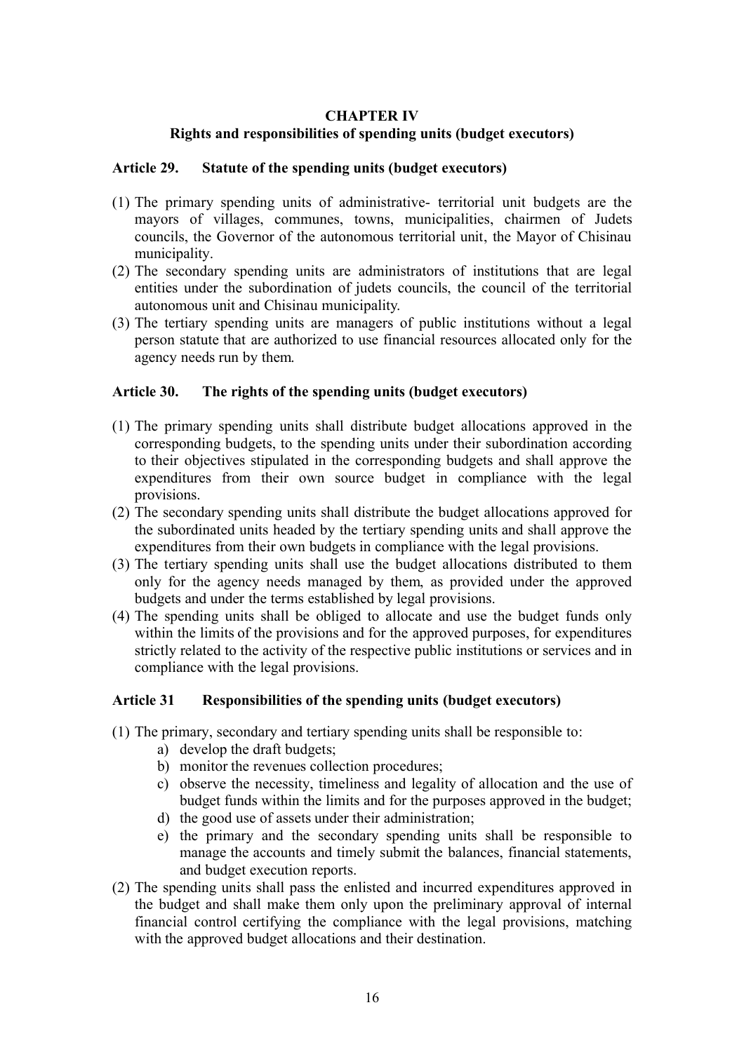## CHAPTER IV
## Rights and responsibilities of spending units (budget executors)

### Article 29. Statute of the spending units (budget executors)

(1) The primary spending units of administrative- territorial unit budgets are the mayors of villages, communes, towns, municipalities, chairmen of Judets councils, the Governor of the autonomous territorial unit, the Mayor of Chisinau municipality.
(2) The secondary spending units are administrators of institutions that are legal entities under the subordination of judets councils, the council of the territorial autonomous unit and Chisinau municipality.
(3) The tertiary spending units are managers of public institutions without a legal person statute that are authorized to use financial resources allocated only for the agency needs run by them.

### Article 30. The rights of the spending units (budget executors)

(1) The primary spending units shall distribute budget allocations approved in the corresponding budgets, to the spending units under their subordination according to their objectives stipulated in the corresponding budgets and shall approve the expenditures from their own source budget in compliance with the legal provisions.
(2) The secondary spending units shall distribute the budget allocations approved for the subordinated units headed by the tertiary spending units and shall approve the expenditures from their own budgets in compliance with the legal provisions.
(3) The tertiary spending units shall use the budget allocations distributed to them only for the agency needs managed by them, as provided under the approved budgets and under the terms established by legal provisions.
(4) The spending units shall be obliged to allocate and use the budget funds only within the limits of the provisions and for the approved purposes, for expenditures strictly related to the activity of the respective public institutions or services and in compliance with the legal provisions.

### Article 31 Responsibilities of the spending units (budget executors)

(1) The primary, secondary and tertiary spending units shall be responsible to:
   a) develop the draft budgets;
   b) monitor the revenues collection procedures;
   c) observe the necessity, timeliness and legality of allocation and the use of budget funds within the limits and for the purposes approved in the budget;
   d) the good use of assets under their administration;
   e) the primary and the secondary spending units shall be responsible to manage the accounts and timely submit the balances, financial statements, and budget execution reports.
(2) The spending units shall pass the enlisted and incurred expenditures approved in the budget and shall make them only upon the preliminary approval of internal financial control certifying the compliance with the legal provisions, matching with the approved budget allocations and their destination.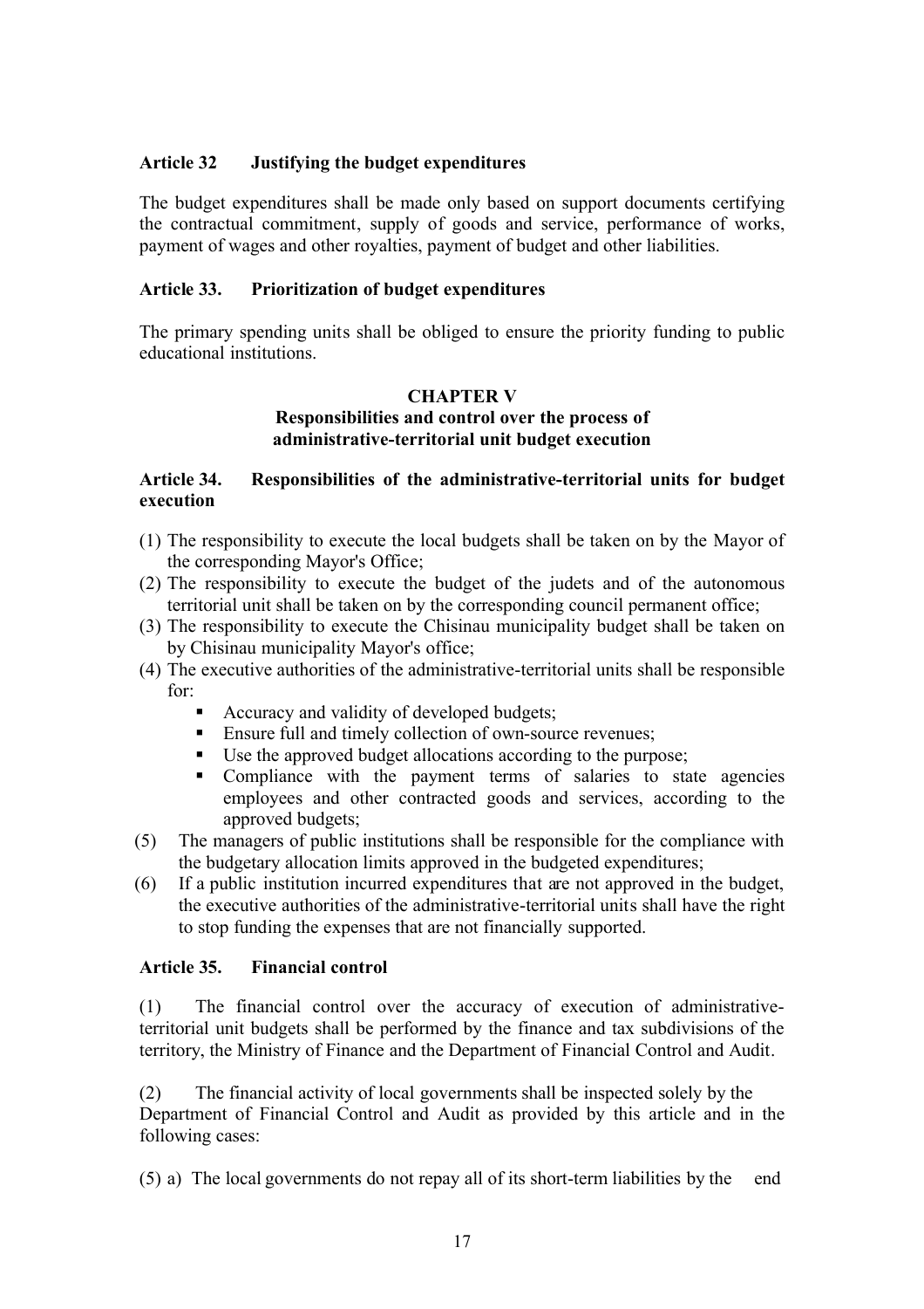**Article 32 Justifying the budget expenditures**

The budget expenditures shall be made only based on support documents certifying the contractual commitment, supply of goods and service, performance of works, payment of wages and other royalties, payment of budget and other liabilities.

**Article 33. Prioritization of budget expenditures**

The primary spending units shall be obliged to ensure the priority funding to public educational institutions.

## CHAPTER V
## Responsibilities and control over the process of administrative-territorial unit budget execution

**Article 34. Responsibilities of the administrative-territorial units for budget execution**

(1) The responsibility to execute the local budgets shall be taken on by the Mayor of the corresponding Mayor's Office;
(2) The responsibility to execute the budget of the judets and of the autonomous territorial unit shall be taken on by the corresponding council permanent office;
(3) The responsibility to execute the Chisinau municipality budget shall be taken on by Chisinau municipality Mayor's office;
(4) The executive authorities of the administrative-territorial units shall be responsible for:
   - Accuracy and validity of developed budgets;
   - Ensure full and timely collection of own-source revenues;
   - Use the approved budget allocations according to the purpose;
   - Compliance with the payment terms of salaries to state agencies employees and other contracted goods and services, according to the approved budgets;

(5) The managers of public institutions shall be responsible for the compliance with the budgetary allocation limits approved in the budgeted expenditures;
(6) If a public institution incurred expenditures that are not approved in the budget, the executive authorities of the administrative-territorial units shall have the right to stop funding the expenses that are not financially supported.

**Article 35. Financial control**

(1) The financial control over the accuracy of execution of administrative-territorial unit budgets shall be performed by the finance and tax subdivisions of the territory, the Ministry of Finance and the Department of Financial Control and Audit.

(2) The financial activity of local governments shall be inspected solely by the Department of Financial Control and Audit as provided by this article and in the following cases:

(5) a) The local governments do not repay all of its short-term liabilities by the end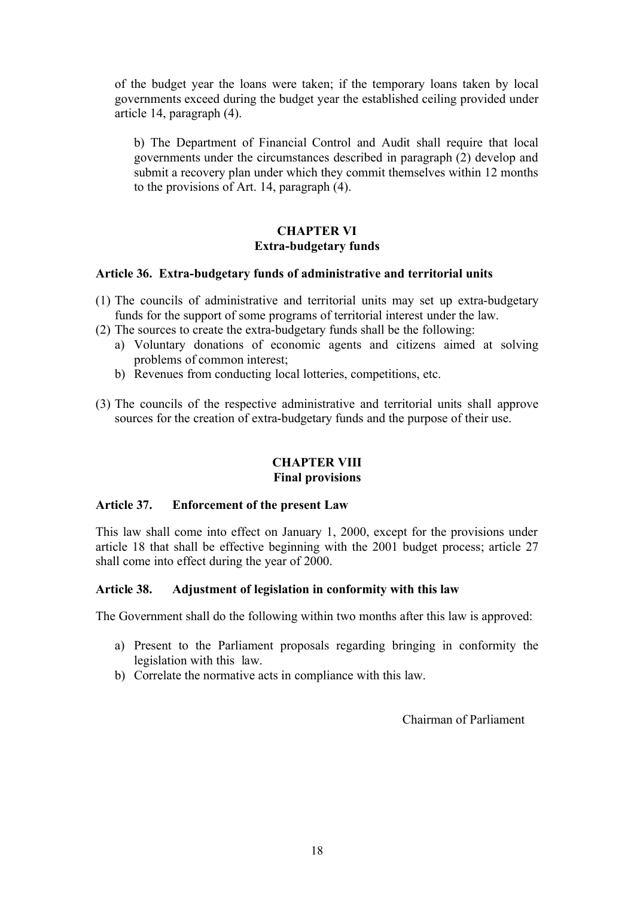of the budget year the loans were taken; if the temporary loans taken by local governments exceed during the budget year the established ceiling provided under article 14, paragraph (4).

b) The Department of Financial Control and Audit shall require that local governments under the circumstances described in paragraph (2) develop and submit a recovery plan under which they commit themselves within 12 months to the provisions of Art. 14, paragraph (4).

## CHAPTER VI
## Extra-budgetary funds

**Article 36. Extra-budgetary funds of administrative and territorial units**

(1) The councils of administrative and territorial units may set up extra-budgetary funds for the support of some programs of territorial interest under the law.

(2) The sources to create the extra-budgetary funds shall be the following:
   a) Voluntary donations of economic agents and citizens aimed at solving problems of common interest;
   b) Revenues from conducting local lotteries, competitions, etc.

(3) The councils of the respective administrative and territorial units shall approve sources for the creation of extra-budgetary funds and the purpose of their use.

## CHAPTER VIII
## Final provisions

**Article 37. Enforcement of the present Law**

This law shall come into effect on January 1, 2000, except for the provisions under article 18 that shall be effective beginning with the 2001 budget process; article 27 shall come into effect during the year of 2000.

**Article 38. Adjustment of legislation in conformity with this law**

The Government shall do the following within two months after this law is approved:

a) Present to the Parliament proposals regarding bringing in conformity the legislation with this law.
b) Correlate the normative acts in compliance with this law.

Chairman of Parliament